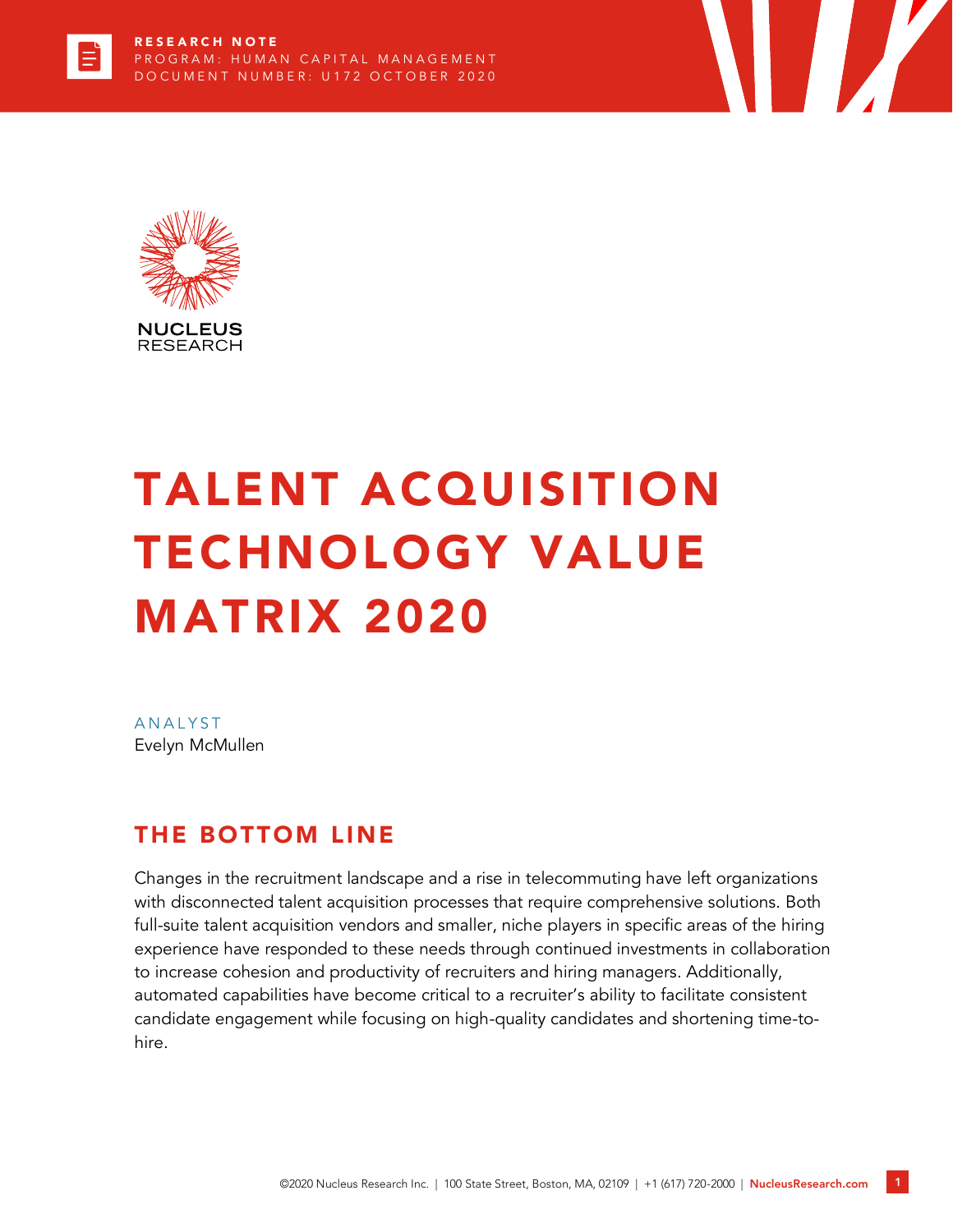RESEARCH NOTE
PROGRAM: HUMAN CAPITAL MANAGEMENT
DOCUMENT NUMBER: U172 OCTOBER 2020

NUCLEUS RESEARCH

# TALENT ACQUISITION TECHNOLOGY VALUE MATRIX 2020

ANALYST
Evelyn McMullen

## THE BOTTOM LINE

Changes in the recruitment landscape and a rise in telecommuting have left organizations with disconnected talent acquisition processes that require comprehensive solutions. Both full-suite talent acquisition vendors and smaller, niche players in specific areas of the hiring experience have responded to these needs through continued investments in collaboration to increase cohesion and productivity of recruiters and hiring managers. Additionally, automated capabilities have become critical to a recruiter's ability to facilitate consistent candidate engagement while focusing on high-quality candidates and shortening time-to-hire.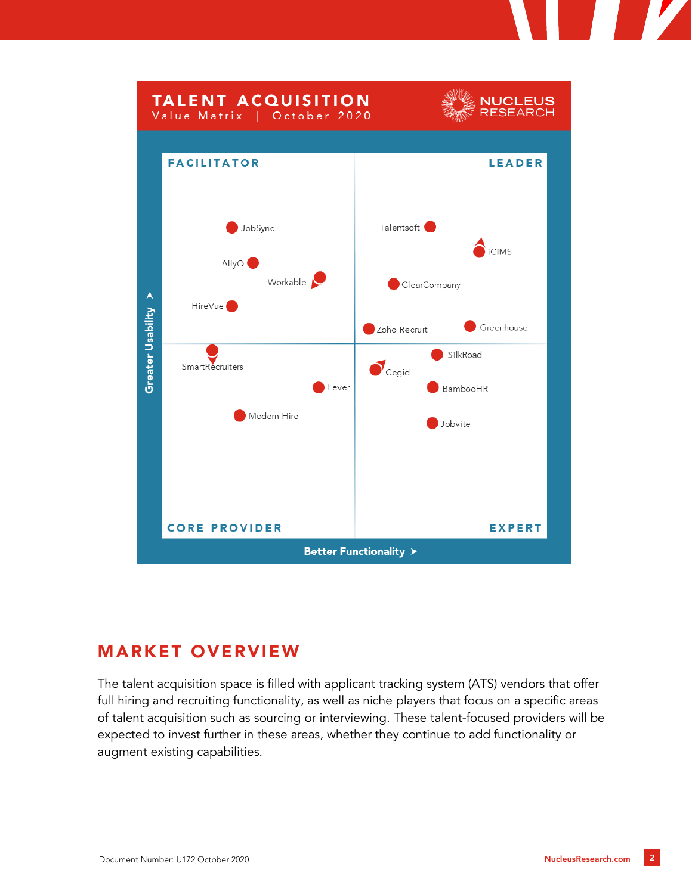## TALENT ACQUISITION

Value Matrix | October 2020

NUCLEUS RESEARCH

FACILITATOR | LEADER

JobSync, AllyO, Workable, HireVue, Talentsoft, iCIMS, ClearCompany, Zoho Recruit, Greenhouse, SmartRecruiters, Lever, Modern Hire, SilkRoad, Cegid, BambooHR, Jobvite

CORE PROVIDER | EXPERT

Greater Usability

Better Functionality

## MARKET OVERVIEW

The talent acquisition space is filled with applicant tracking system (ATS) vendors that offer full hiring and recruiting functionality, as well as niche players that focus on a specific areas of talent acquisition such as sourcing or interviewing. These talent-focused providers will be expected to invest further in these areas, whether they continue to add functionality or augment existing capabilities.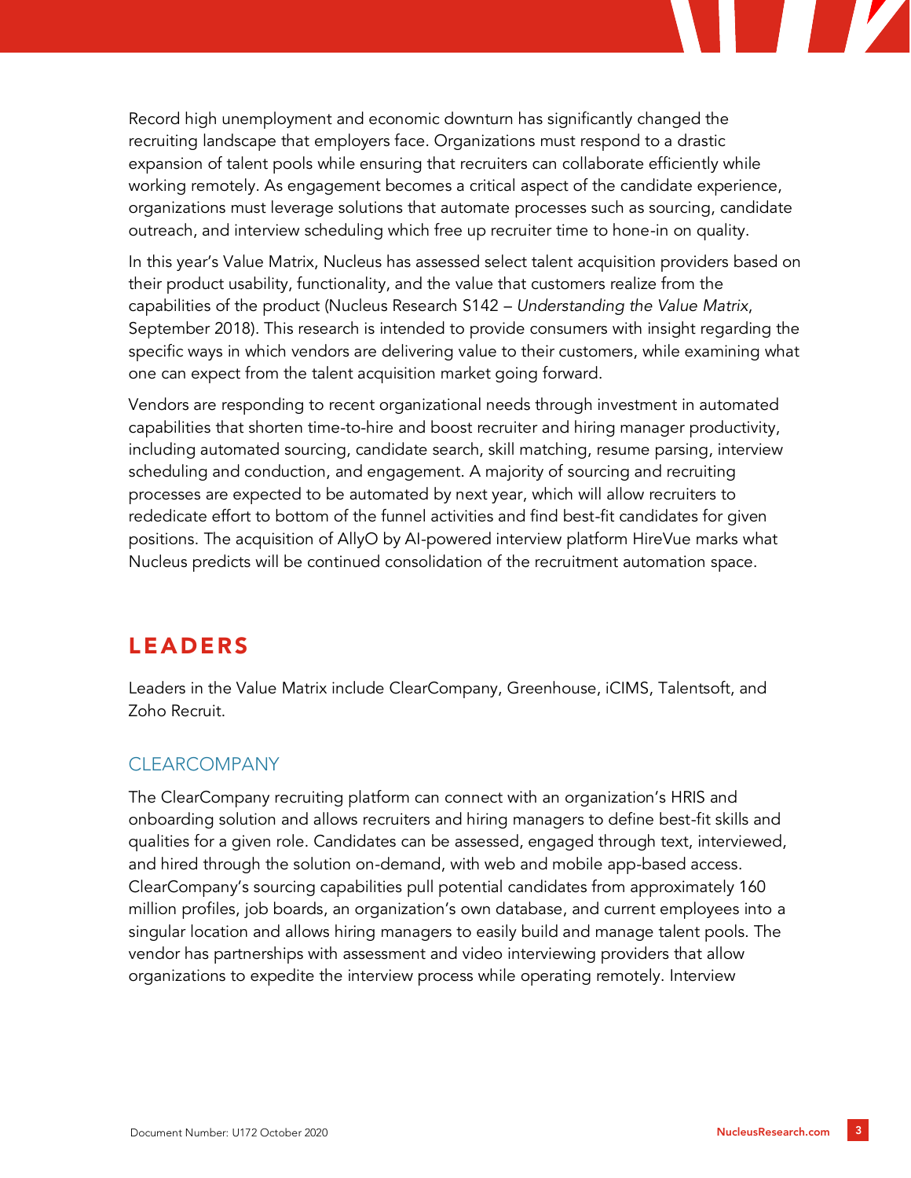Record high unemployment and economic downturn has significantly changed the recruiting landscape that employers face. Organizations must respond to a drastic expansion of talent pools while ensuring that recruiters can collaborate efficiently while working remotely. As engagement becomes a critical aspect of the candidate experience, organizations must leverage solutions that automate processes such as sourcing, candidate outreach, and interview scheduling which free up recruiter time to hone-in on quality.

In this year's Value Matrix, Nucleus has assessed select talent acquisition providers based on their product usability, functionality, and the value that customers realize from the capabilities of the product (Nucleus Research S142 – *Understanding the Value Matrix*, September 2018). This research is intended to provide consumers with insight regarding the specific ways in which vendors are delivering value to their customers, while examining what one can expect from the talent acquisition market going forward.

Vendors are responding to recent organizational needs through investment in automated capabilities that shorten time-to-hire and boost recruiter and hiring manager productivity, including automated sourcing, candidate search, skill matching, resume parsing, interview scheduling and conduction, and engagement. A majority of sourcing and recruiting processes are expected to be automated by next year, which will allow recruiters to rededicate effort to bottom of the funnel activities and find best-fit candidates for given positions. The acquisition of AllyO by AI-powered interview platform HireVue marks what Nucleus predicts will be continued consolidation of the recruitment automation space.

## LEADERS

Leaders in the Value Matrix include ClearCompany, Greenhouse, iCIMS, Talentsoft, and Zoho Recruit.

### CLEARCOMPANY

The ClearCompany recruiting platform can connect with an organization's HRIS and onboarding solution and allows recruiters and hiring managers to define best-fit skills and qualities for a given role. Candidates can be assessed, engaged through text, interviewed, and hired through the solution on-demand, with web and mobile app-based access. ClearCompany's sourcing capabilities pull potential candidates from approximately 160 million profiles, job boards, an organization's own database, and current employees into a singular location and allows hiring managers to easily build and manage talent pools. The vendor has partnerships with assessment and video interviewing providers that allow organizations to expedite the interview process while operating remotely. Interview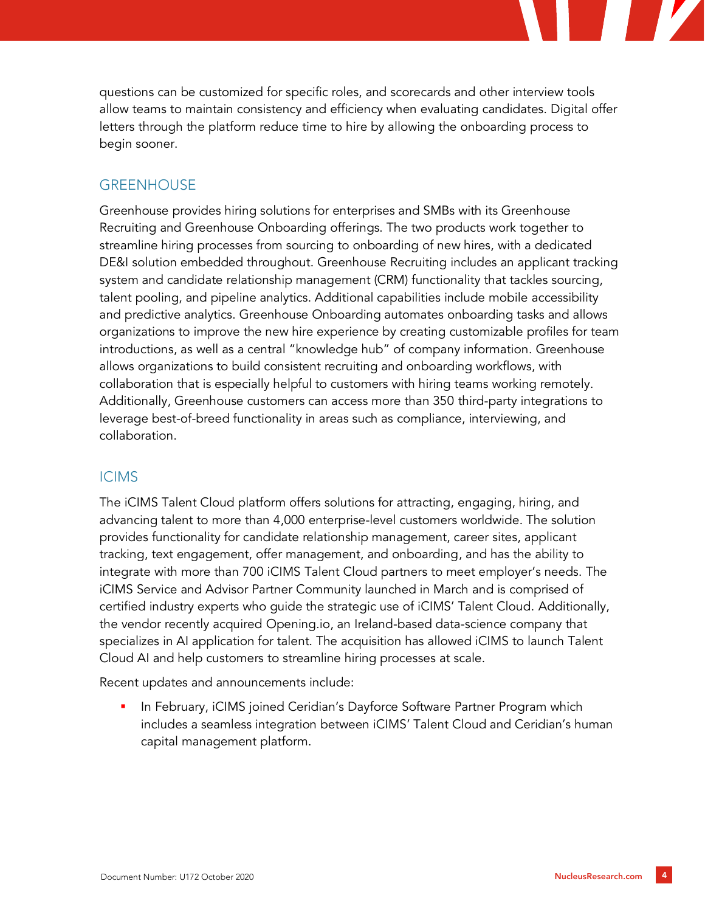questions can be customized for specific roles, and scorecards and other interview tools allow teams to maintain consistency and efficiency when evaluating candidates. Digital offer letters through the platform reduce time to hire by allowing the onboarding process to begin sooner.

## GREENHOUSE

Greenhouse provides hiring solutions for enterprises and SMBs with its Greenhouse Recruiting and Greenhouse Onboarding offerings. The two products work together to streamline hiring processes from sourcing to onboarding of new hires, with a dedicated DE&I solution embedded throughout. Greenhouse Recruiting includes an applicant tracking system and candidate relationship management (CRM) functionality that tackles sourcing, talent pooling, and pipeline analytics. Additional capabilities include mobile accessibility and predictive analytics. Greenhouse Onboarding automates onboarding tasks and allows organizations to improve the new hire experience by creating customizable profiles for team introductions, as well as a central "knowledge hub" of company information. Greenhouse allows organizations to build consistent recruiting and onboarding workflows, with collaboration that is especially helpful to customers with hiring teams working remotely. Additionally, Greenhouse customers can access more than 350 third-party integrations to leverage best-of-breed functionality in areas such as compliance, interviewing, and collaboration.

## ICIMS

The iCIMS Talent Cloud platform offers solutions for attracting, engaging, hiring, and advancing talent to more than 4,000 enterprise-level customers worldwide. The solution provides functionality for candidate relationship management, career sites, applicant tracking, text engagement, offer management, and onboarding, and has the ability to integrate with more than 700 iCIMS Talent Cloud partners to meet employer's needs. The iCIMS Service and Advisor Partner Community launched in March and is comprised of certified industry experts who guide the strategic use of iCIMS' Talent Cloud. Additionally, the vendor recently acquired Opening.io, an Ireland-based data-science company that specializes in AI application for talent. The acquisition has allowed iCIMS to launch Talent Cloud AI and help customers to streamline hiring processes at scale.

Recent updates and announcements include:

- In February, iCIMS joined Ceridian's Dayforce Software Partner Program which includes a seamless integration between iCIMS' Talent Cloud and Ceridian's human capital management platform.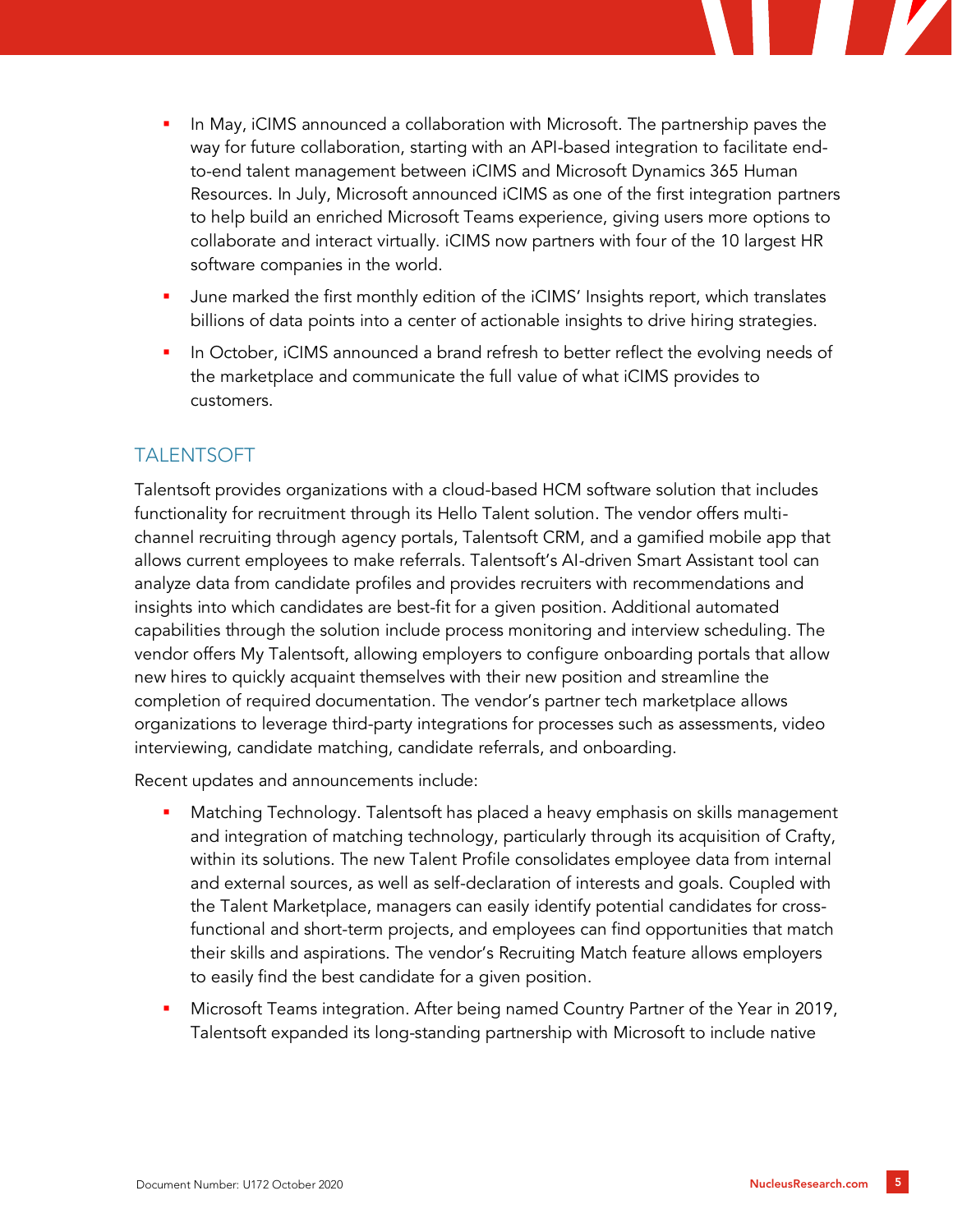- In May, iCIMS announced a collaboration with Microsoft. The partnership paves the way for future collaboration, starting with an API-based integration to facilitate end-to-end talent management between iCIMS and Microsoft Dynamics 365 Human Resources. In July, Microsoft announced iCIMS as one of the first integration partners to help build an enriched Microsoft Teams experience, giving users more options to collaborate and interact virtually. iCIMS now partners with four of the 10 largest HR software companies in the world.
- June marked the first monthly edition of the iCIMS' Insights report, which translates billions of data points into a center of actionable insights to drive hiring strategies.
- In October, iCIMS announced a brand refresh to better reflect the evolving needs of the marketplace and communicate the full value of what iCIMS provides to customers.

## TALENTSOFT

Talentsoft provides organizations with a cloud-based HCM software solution that includes functionality for recruitment through its Hello Talent solution. The vendor offers multi-channel recruiting through agency portals, Talentsoft CRM, and a gamified mobile app that allows current employees to make referrals. Talentsoft's AI-driven Smart Assistant tool can analyze data from candidate profiles and provides recruiters with recommendations and insights into which candidates are best-fit for a given position. Additional automated capabilities through the solution include process monitoring and interview scheduling. The vendor offers My Talentsoft, allowing employers to configure onboarding portals that allow new hires to quickly acquaint themselves with their new position and streamline the completion of required documentation. The vendor's partner tech marketplace allows organizations to leverage third-party integrations for processes such as assessments, video interviewing, candidate matching, candidate referrals, and onboarding.

Recent updates and announcements include:

- Matching Technology. Talentsoft has placed a heavy emphasis on skills management and integration of matching technology, particularly through its acquisition of Crafty, within its solutions. The new Talent Profile consolidates employee data from internal and external sources, as well as self-declaration of interests and goals. Coupled with the Talent Marketplace, managers can easily identify potential candidates for cross-functional and short-term projects, and employees can find opportunities that match their skills and aspirations. The vendor's Recruiting Match feature allows employers to easily find the best candidate for a given position.
- Microsoft Teams integration. After being named Country Partner of the Year in 2019, Talentsoft expanded its long-standing partnership with Microsoft to include native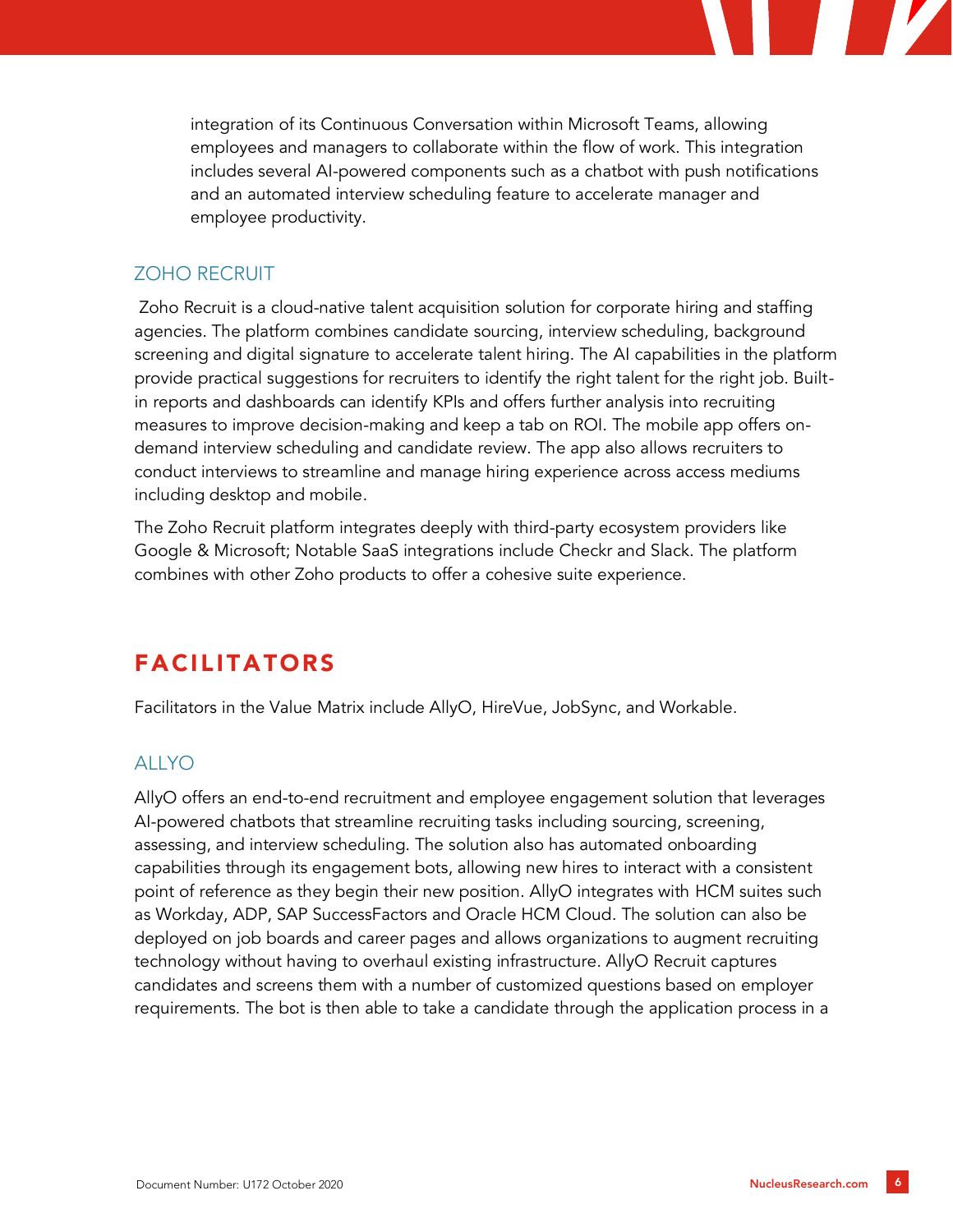integration of its Continuous Conversation within Microsoft Teams, allowing employees and managers to collaborate within the flow of work. This integration includes several AI-powered components such as a chatbot with push notifications and an automated interview scheduling feature to accelerate manager and employee productivity.

### ZOHO RECRUIT

Zoho Recruit is a cloud-native talent acquisition solution for corporate hiring and staffing agencies. The platform combines candidate sourcing, interview scheduling, background screening and digital signature to accelerate talent hiring. The AI capabilities in the platform provide practical suggestions for recruiters to identify the right talent for the right job. Built-in reports and dashboards can identify KPIs and offers further analysis into recruiting measures to improve decision-making and keep a tab on ROI. The mobile app offers on-demand interview scheduling and candidate review. The app also allows recruiters to conduct interviews to streamline and manage hiring experience across access mediums including desktop and mobile.

The Zoho Recruit platform integrates deeply with third-party ecosystem providers like Google & Microsoft; Notable SaaS integrations include Checkr and Slack. The platform combines with other Zoho products to offer a cohesive suite experience.

## FACILITATORS

Facilitators in the Value Matrix include AllyO, HireVue, JobSync, and Workable.

### ALLYO

AllyO offers an end-to-end recruitment and employee engagement solution that leverages AI-powered chatbots that streamline recruiting tasks including sourcing, screening, assessing, and interview scheduling. The solution also has automated onboarding capabilities through its engagement bots, allowing new hires to interact with a consistent point of reference as they begin their new position. AllyO integrates with HCM suites such as Workday, ADP, SAP SuccessFactors and Oracle HCM Cloud. The solution can also be deployed on job boards and career pages and allows organizations to augment recruiting technology without having to overhaul existing infrastructure. AllyO Recruit captures candidates and screens them with a number of customized questions based on employer requirements. The bot is then able to take a candidate through the application process in a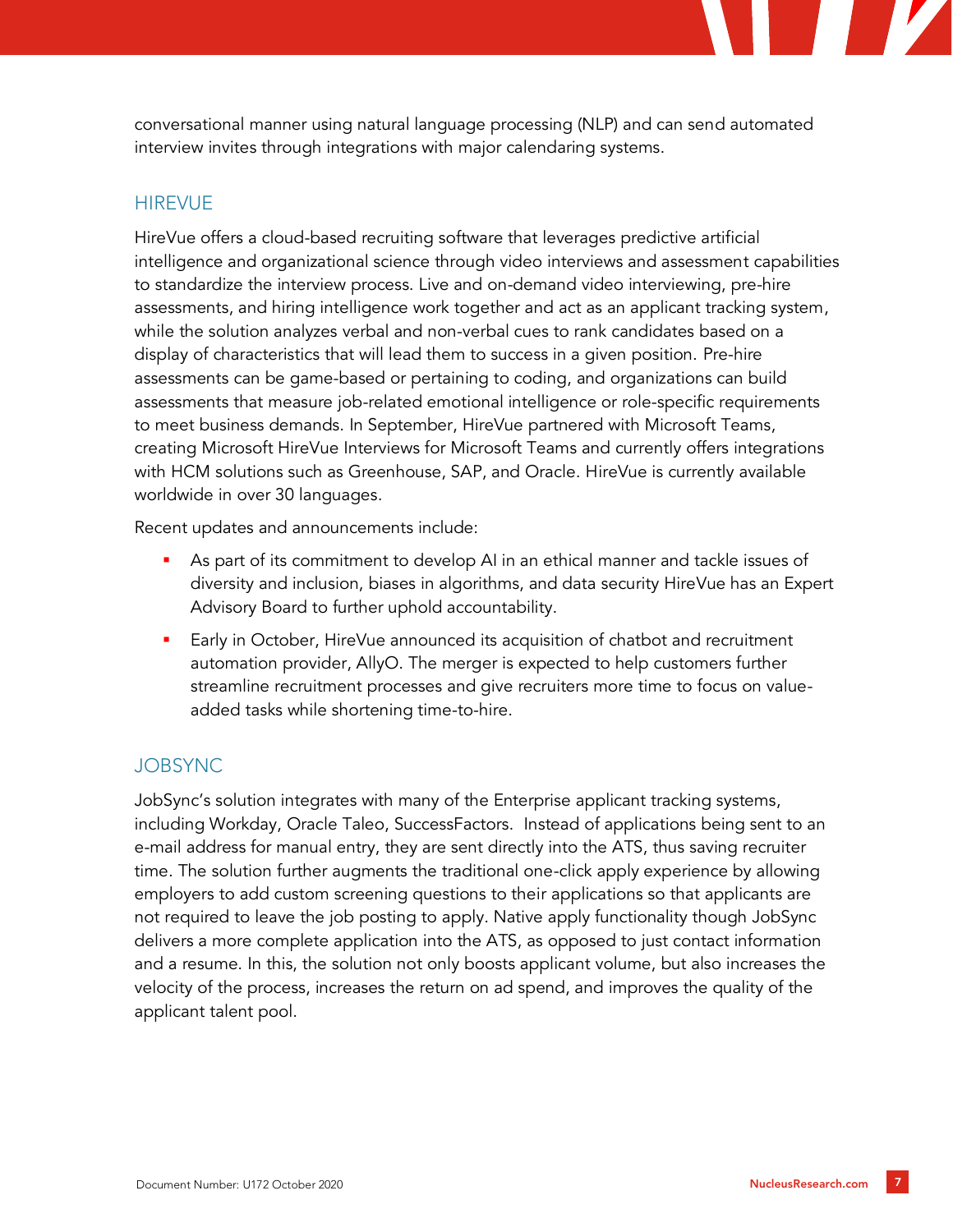conversational manner using natural language processing (NLP) and can send automated interview invites through integrations with major calendaring systems.

## HIREVUE

HireVue offers a cloud-based recruiting software that leverages predictive artificial intelligence and organizational science through video interviews and assessment capabilities to standardize the interview process. Live and on-demand video interviewing, pre-hire assessments, and hiring intelligence work together and act as an applicant tracking system, while the solution analyzes verbal and non-verbal cues to rank candidates based on a display of characteristics that will lead them to success in a given position. Pre-hire assessments can be game-based or pertaining to coding, and organizations can build assessments that measure job-related emotional intelligence or role-specific requirements to meet business demands. In September, HireVue partnered with Microsoft Teams, creating Microsoft HireVue Interviews for Microsoft Teams and currently offers integrations with HCM solutions such as Greenhouse, SAP, and Oracle. HireVue is currently available worldwide in over 30 languages.

Recent updates and announcements include:

- As part of its commitment to develop AI in an ethical manner and tackle issues of diversity and inclusion, biases in algorithms, and data security HireVue has an Expert Advisory Board to further uphold accountability.
- Early in October, HireVue announced its acquisition of chatbot and recruitment automation provider, AllyO. The merger is expected to help customers further streamline recruitment processes and give recruiters more time to focus on value-added tasks while shortening time-to-hire.

## JOBSYNC

JobSync's solution integrates with many of the Enterprise applicant tracking systems, including Workday, Oracle Taleo, SuccessFactors. Instead of applications being sent to an e-mail address for manual entry, they are sent directly into the ATS, thus saving recruiter time. The solution further augments the traditional one-click apply experience by allowing employers to add custom screening questions to their applications so that applicants are not required to leave the job posting to apply. Native apply functionality though JobSync delivers a more complete application into the ATS, as opposed to just contact information and a resume. In this, the solution not only boosts applicant volume, but also increases the velocity of the process, increases the return on ad spend, and improves the quality of the applicant talent pool.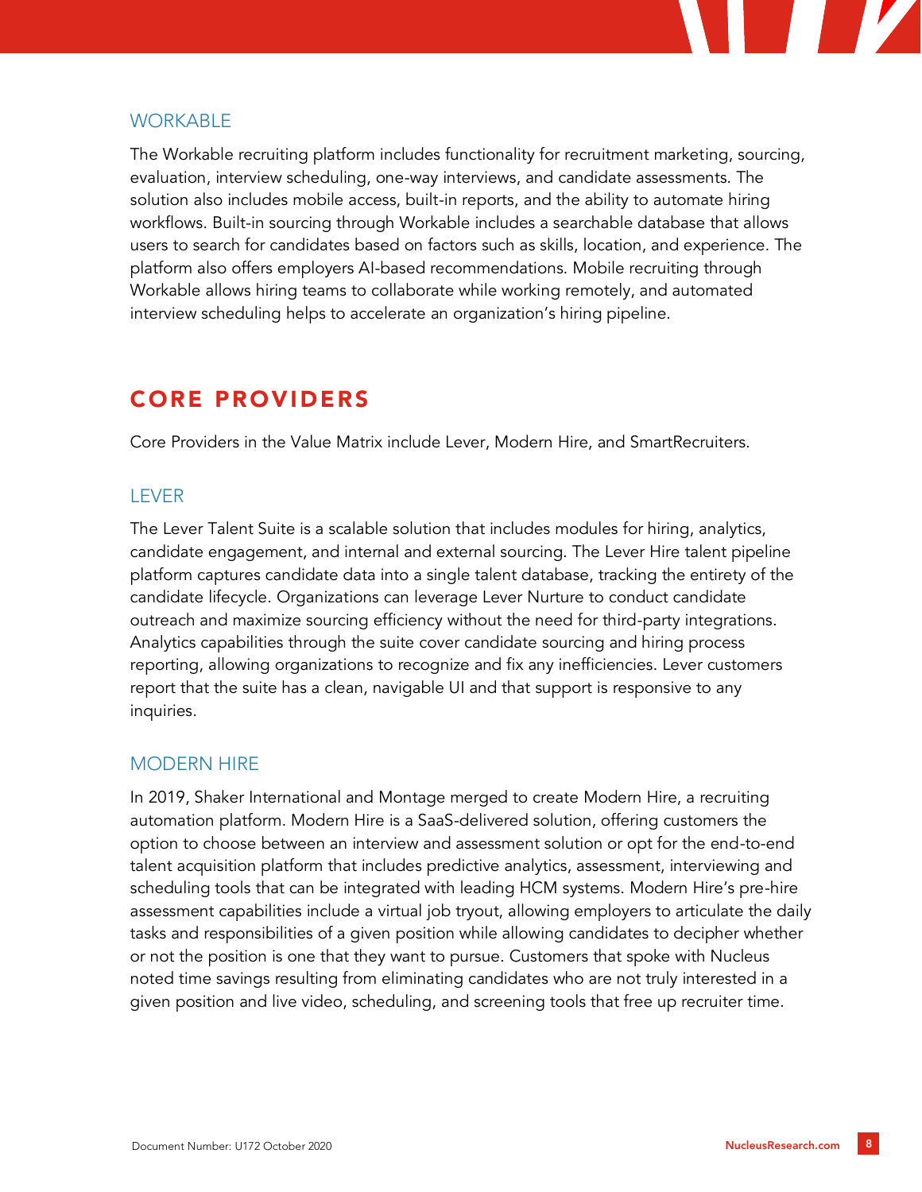### WORKABLE

The Workable recruiting platform includes functionality for recruitment marketing, sourcing, evaluation, interview scheduling, one-way interviews, and candidate assessments. The solution also includes mobile access, built-in reports, and the ability to automate hiring workflows. Built-in sourcing through Workable includes a searchable database that allows users to search for candidates based on factors such as skills, location, and experience. The platform also offers employers AI-based recommendations. Mobile recruiting through Workable allows hiring teams to collaborate while working remotely, and automated interview scheduling helps to accelerate an organization's hiring pipeline.

## CORE PROVIDERS

Core Providers in the Value Matrix include Lever, Modern Hire, and SmartRecruiters.

### LEVER

The Lever Talent Suite is a scalable solution that includes modules for hiring, analytics, candidate engagement, and internal and external sourcing. The Lever Hire talent pipeline platform captures candidate data into a single talent database, tracking the entirety of the candidate lifecycle. Organizations can leverage Lever Nurture to conduct candidate outreach and maximize sourcing efficiency without the need for third-party integrations. Analytics capabilities through the suite cover candidate sourcing and hiring process reporting, allowing organizations to recognize and fix any inefficiencies. Lever customers report that the suite has a clean, navigable UI and that support is responsive to any inquiries.

### MODERN HIRE

In 2019, Shaker International and Montage merged to create Modern Hire, a recruiting automation platform. Modern Hire is a SaaS-delivered solution, offering customers the option to choose between an interview and assessment solution or opt for the end-to-end talent acquisition platform that includes predictive analytics, assessment, interviewing and scheduling tools that can be integrated with leading HCM systems. Modern Hire's pre-hire assessment capabilities include a virtual job tryout, allowing employers to articulate the daily tasks and responsibilities of a given position while allowing candidates to decipher whether or not the position is one that they want to pursue. Customers that spoke with Nucleus noted time savings resulting from eliminating candidates who are not truly interested in a given position and live video, scheduling, and screening tools that free up recruiter time.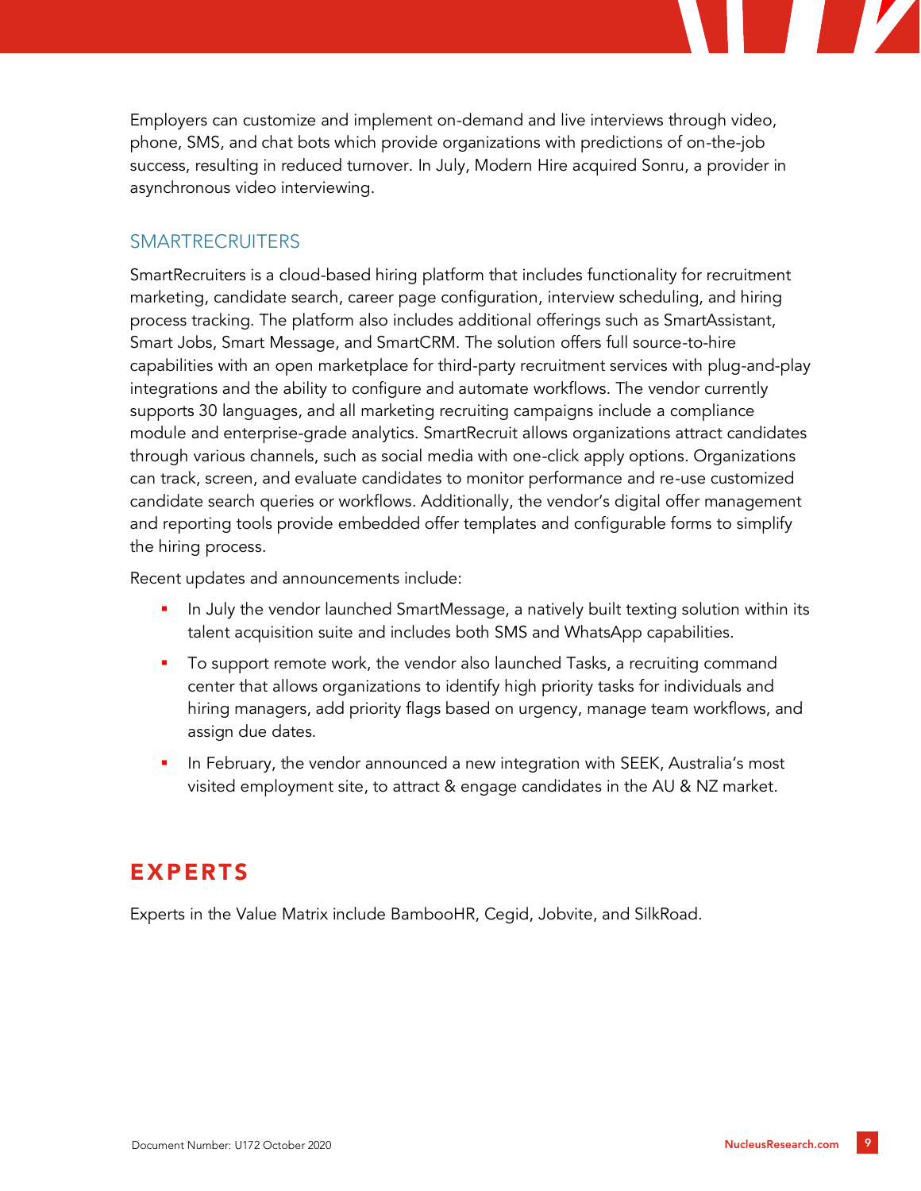Employers can customize and implement on-demand and live interviews through video, phone, SMS, and chat bots which provide organizations with predictions of on-the-job success, resulting in reduced turnover. In July, Modern Hire acquired Sonru, a provider in asynchronous video interviewing.

### SMARTRECRUITERS

SmartRecruiters is a cloud-based hiring platform that includes functionality for recruitment marketing, candidate search, career page configuration, interview scheduling, and hiring process tracking. The platform also includes additional offerings such as SmartAssistant, Smart Jobs, Smart Message, and SmartCRM. The solution offers full source-to-hire capabilities with an open marketplace for third-party recruitment services with plug-and-play integrations and the ability to configure and automate workflows. The vendor currently supports 30 languages, and all marketing recruiting campaigns include a compliance module and enterprise-grade analytics. SmartRecruit allows organizations attract candidates through various channels, such as social media with one-click apply options. Organizations can track, screen, and evaluate candidates to monitor performance and re-use customized candidate search queries or workflows. Additionally, the vendor's digital offer management and reporting tools provide embedded offer templates and configurable forms to simplify the hiring process.

Recent updates and announcements include:

- In July the vendor launched SmartMessage, a natively built texting solution within its talent acquisition suite and includes both SMS and WhatsApp capabilities.
- To support remote work, the vendor also launched Tasks, a recruiting command center that allows organizations to identify high priority tasks for individuals and hiring managers, add priority flags based on urgency, manage team workflows, and assign due dates.
- In February, the vendor announced a new integration with SEEK, Australia's most visited employment site, to attract & engage candidates in the AU & NZ market.

## EXPERTS

Experts in the Value Matrix include BambooHR, Cegid, Jobvite, and SilkRoad.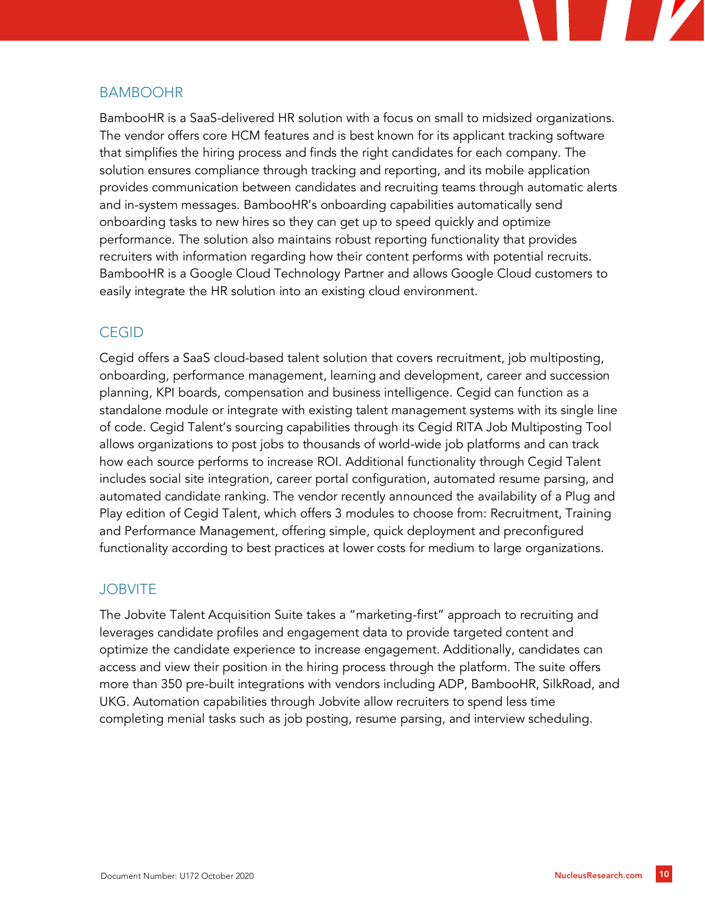## BAMBOOHR

BambooHR is a SaaS-delivered HR solution with a focus on small to midsized organizations. The vendor offers core HCM features and is best known for its applicant tracking software that simplifies the hiring process and finds the right candidates for each company. The solution ensures compliance through tracking and reporting, and its mobile application provides communication between candidates and recruiting teams through automatic alerts and in-system messages. BambooHR's onboarding capabilities automatically send onboarding tasks to new hires so they can get up to speed quickly and optimize performance. The solution also maintains robust reporting functionality that provides recruiters with information regarding how their content performs with potential recruits. BambooHR is a Google Cloud Technology Partner and allows Google Cloud customers to easily integrate the HR solution into an existing cloud environment.

## CEGID

Cegid offers a SaaS cloud-based talent solution that covers recruitment, job multiposting, onboarding, performance management, learning and development, career and succession planning, KPI boards, compensation and business intelligence. Cegid can function as a standalone module or integrate with existing talent management systems with its single line of code. Cegid Talent's sourcing capabilities through its Cegid RITA Job Multiposting Tool allows organizations to post jobs to thousands of world-wide job platforms and can track how each source performs to increase ROI. Additional functionality through Cegid Talent includes social site integration, career portal configuration, automated resume parsing, and automated candidate ranking. The vendor recently announced the availability of a Plug and Play edition of Cegid Talent, which offers 3 modules to choose from: Recruitment, Training and Performance Management, offering simple, quick deployment and preconfigured functionality according to best practices at lower costs for medium to large organizations.

## JOBVITE

The Jobvite Talent Acquisition Suite takes a "marketing-first" approach to recruiting and leverages candidate profiles and engagement data to provide targeted content and optimize the candidate experience to increase engagement. Additionally, candidates can access and view their position in the hiring process through the platform. The suite offers more than 350 pre-built integrations with vendors including ADP, BambooHR, SilkRoad, and UKG. Automation capabilities through Jobvite allow recruiters to spend less time completing menial tasks such as job posting, resume parsing, and interview scheduling.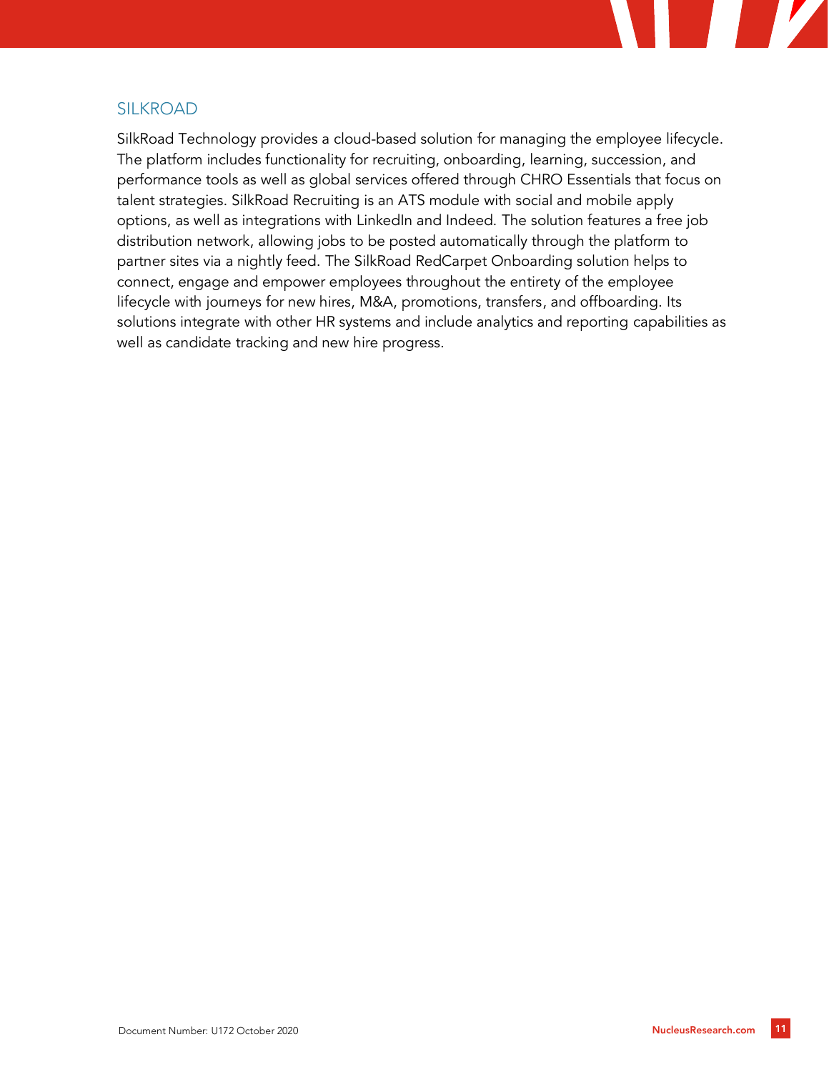## SILKROAD

SilkRoad Technology provides a cloud-based solution for managing the employee lifecycle. The platform includes functionality for recruiting, onboarding, learning, succession, and performance tools as well as global services offered through CHRO Essentials that focus on talent strategies. SilkRoad Recruiting is an ATS module with social and mobile apply options, as well as integrations with LinkedIn and Indeed. The solution features a free job distribution network, allowing jobs to be posted automatically through the platform to partner sites via a nightly feed. The SilkRoad RedCarpet Onboarding solution helps to connect, engage and empower employees throughout the entirety of the employee lifecycle with journeys for new hires, M&A, promotions, transfers, and offboarding. Its solutions integrate with other HR systems and include analytics and reporting capabilities as well as candidate tracking and new hire progress.